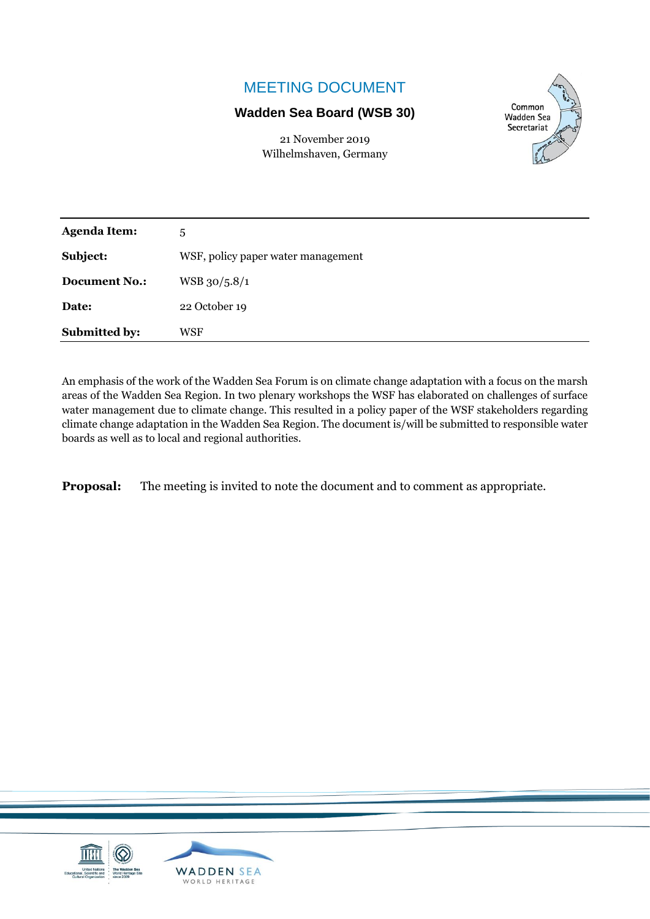# MEETING DOCUMENT

**Wadden Sea Board (WSB 30)**

21 November 2019
Wilhelmshaven, Germany

Common Wadden Sea Secretariat

| | |
|---|---|
| **Agenda Item:** | 5 |
| **Subject:** | WSF, policy paper water management |
| **Document No.:** | WSB 30/5.8/1 |
| **Date:** | 22 October 19 |
| **Submitted by:** | WSF |

An emphasis of the work of the Wadden Sea Forum is on climate change adaptation with a focus on the marsh areas of the Wadden Sea Region. In two plenary workshops the WSF has elaborated on challenges of surface water management due to climate change. This resulted in a policy paper of the WSF stakeholders regarding climate change adaptation in the Wadden Sea Region. The document is/will be submitted to responsible water boards as well as to local and regional authorities.

**Proposal:** The meeting is invited to note the document and to comment as appropriate.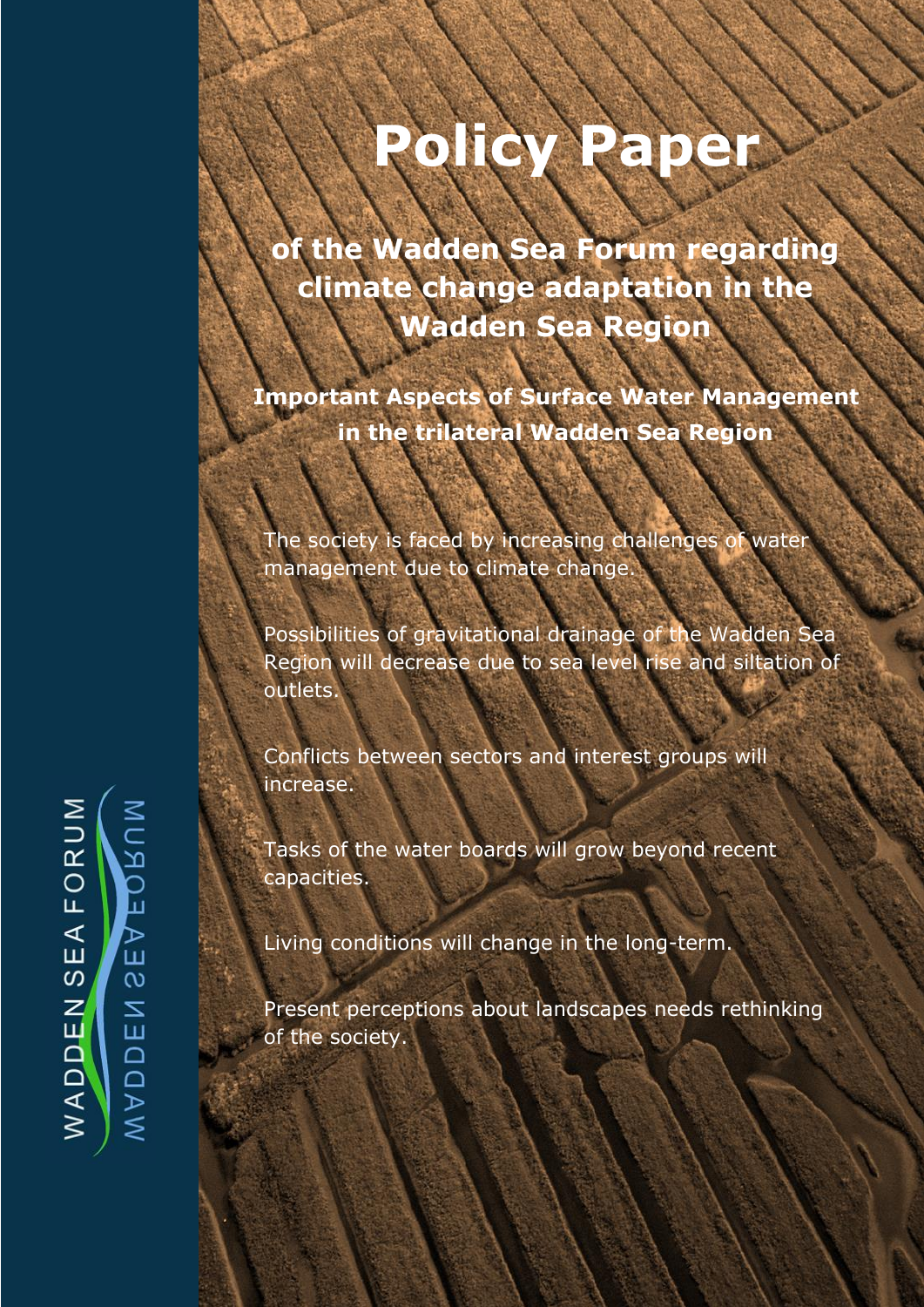# Policy Paper

## of the Wadden Sea Forum regarding climate change adaptation in the Wadden Sea Region

### Important Aspects of Surface Water Management in the trilateral Wadden Sea Region

The society is faced by increasing challenges of water management due to climate change.

Possibilities of gravitational drainage of the Wadden Sea Region will decrease due to sea level rise and siltation of outlets.

Conflicts between sectors and interest groups will increase.

Tasks of the water boards will grow beyond recent capacities.

Living conditions will change in the long-term.

Present perceptions about landscapes needs rethinking of the society.

WADDEN SEA FORUM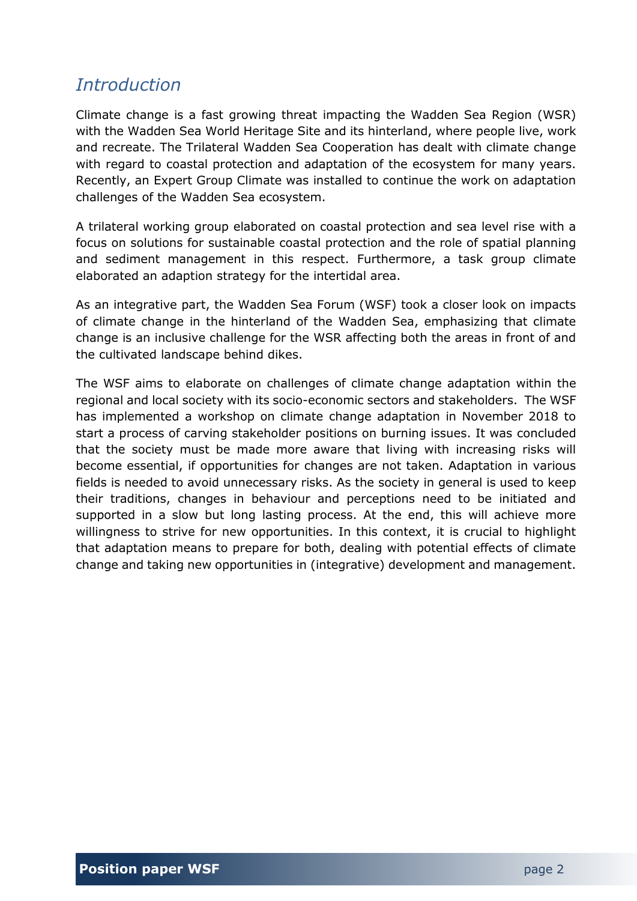# *Introduction*

Climate change is a fast growing threat impacting the Wadden Sea Region (WSR) with the Wadden Sea World Heritage Site and its hinterland, where people live, work and recreate. The Trilateral Wadden Sea Cooperation has dealt with climate change with regard to coastal protection and adaptation of the ecosystem for many years. Recently, an Expert Group Climate was installed to continue the work on adaptation challenges of the Wadden Sea ecosystem.

A trilateral working group elaborated on coastal protection and sea level rise with a focus on solutions for sustainable coastal protection and the role of spatial planning and sediment management in this respect. Furthermore, a task group climate elaborated an adaption strategy for the intertidal area.

As an integrative part, the Wadden Sea Forum (WSF) took a closer look on impacts of climate change in the hinterland of the Wadden Sea, emphasizing that climate change is an inclusive challenge for the WSR affecting both the areas in front of and the cultivated landscape behind dikes.

The WSF aims to elaborate on challenges of climate change adaptation within the regional and local society with its socio-economic sectors and stakeholders. The WSF has implemented a workshop on climate change adaptation in November 2018 to start a process of carving stakeholder positions on burning issues. It was concluded that the society must be made more aware that living with increasing risks will become essential, if opportunities for changes are not taken. Adaptation in various fields is needed to avoid unnecessary risks. As the society in general is used to keep their traditions, changes in behaviour and perceptions need to be initiated and supported in a slow but long lasting process. At the end, this will achieve more willingness to strive for new opportunities. In this context, it is crucial to highlight that adaptation means to prepare for both, dealing with potential effects of climate change and taking new opportunities in (integrative) development and management.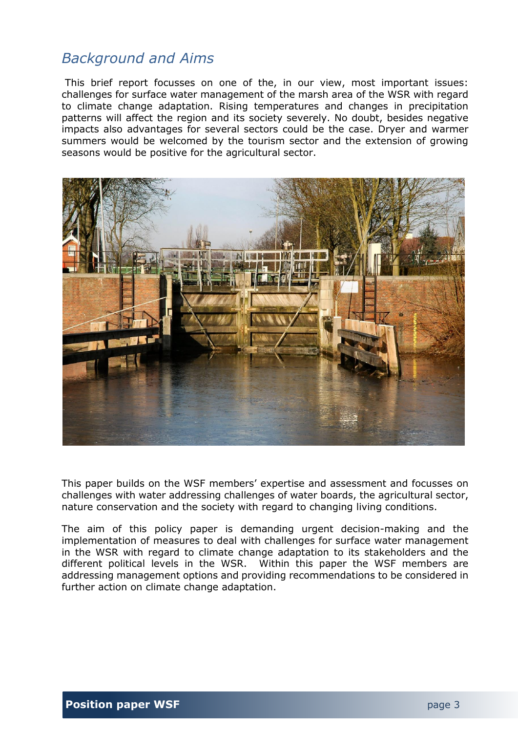## *Background and Aims*

This brief report focusses on one of the, in our view, most important issues: challenges for surface water management of the marsh area of the WSR with regard to climate change adaptation. Rising temperatures and changes in precipitation patterns will affect the region and its society severely. No doubt, besides negative impacts also advantages for several sectors could be the case. Dryer and warmer summers would be welcomed by the tourism sector and the extension of growing seasons would be positive for the agricultural sector.

This paper builds on the WSF members' expertise and assessment and focusses on challenges with water addressing challenges of water boards, the agricultural sector, nature conservation and the society with regard to changing living conditions.

The aim of this policy paper is demanding urgent decision-making and the implementation of measures to deal with challenges for surface water management in the WSR with regard to climate change adaptation to its stakeholders and the different political levels in the WSR. Within this paper the WSF members are addressing management options and providing recommendations to be considered in further action on climate change adaptation.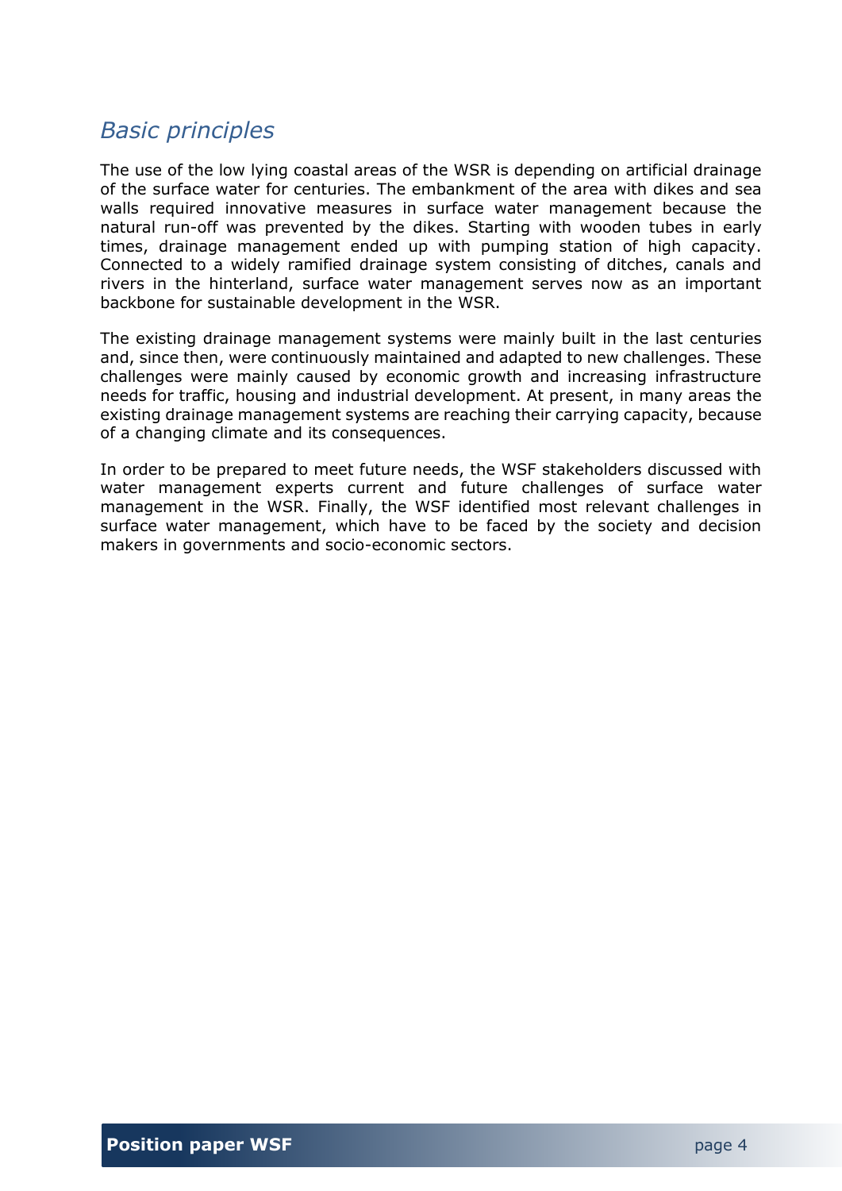## *Basic principles*

The use of the low lying coastal areas of the WSR is depending on artificial drainage of the surface water for centuries. The embankment of the area with dikes and sea walls required innovative measures in surface water management because the natural run-off was prevented by the dikes. Starting with wooden tubes in early times, drainage management ended up with pumping station of high capacity. Connected to a widely ramified drainage system consisting of ditches, canals and rivers in the hinterland, surface water management serves now as an important backbone for sustainable development in the WSR.

The existing drainage management systems were mainly built in the last centuries and, since then, were continuously maintained and adapted to new challenges. These challenges were mainly caused by economic growth and increasing infrastructure needs for traffic, housing and industrial development. At present, in many areas the existing drainage management systems are reaching their carrying capacity, because of a changing climate and its consequences.

In order to be prepared to meet future needs, the WSF stakeholders discussed with water management experts current and future challenges of surface water management in the WSR. Finally, the WSF identified most relevant challenges in surface water management, which have to be faced by the society and decision makers in governments and socio-economic sectors.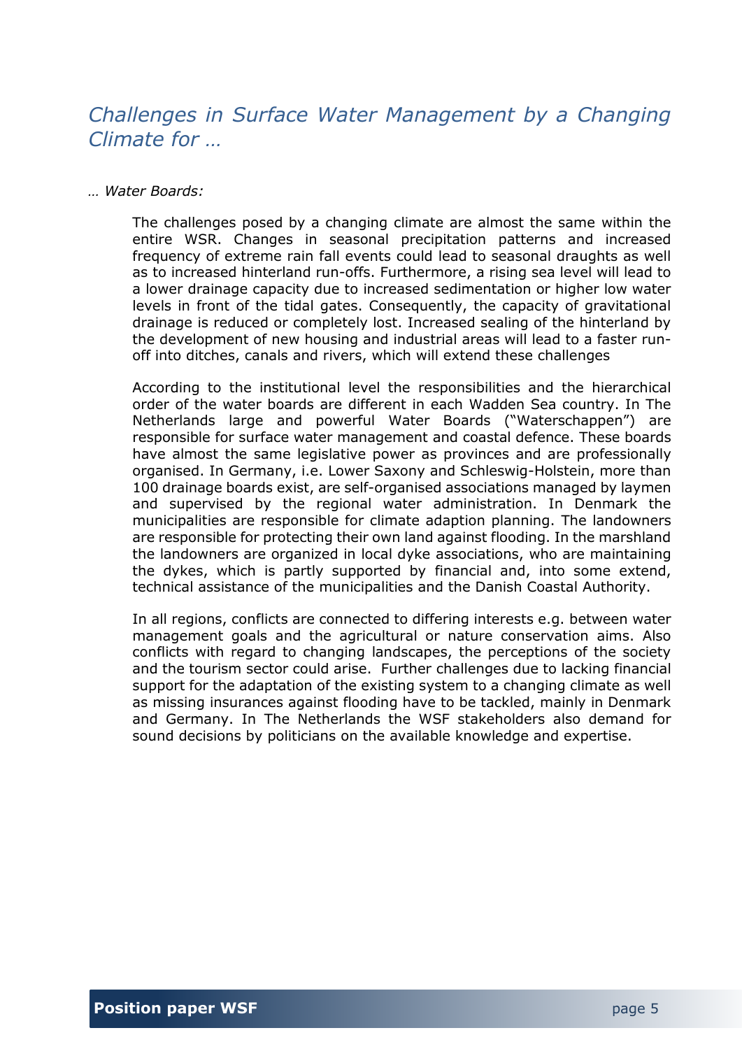## *Challenges in Surface Water Management by a Changing Climate for …*

*… Water Boards:*

The challenges posed by a changing climate are almost the same within the entire WSR. Changes in seasonal precipitation patterns and increased frequency of extreme rain fall events could lead to seasonal draughts as well as to increased hinterland run-offs. Furthermore, a rising sea level will lead to a lower drainage capacity due to increased sedimentation or higher low water levels in front of the tidal gates. Consequently, the capacity of gravitational drainage is reduced or completely lost. Increased sealing of the hinterland by the development of new housing and industrial areas will lead to a faster run-off into ditches, canals and rivers, which will extend these challenges

According to the institutional level the responsibilities and the hierarchical order of the water boards are different in each Wadden Sea country. In The Netherlands large and powerful Water Boards ("Waterschappen") are responsible for surface water management and coastal defence. These boards have almost the same legislative power as provinces and are professionally organised. In Germany, i.e. Lower Saxony and Schleswig-Holstein, more than 100 drainage boards exist, are self-organised associations managed by laymen and supervised by the regional water administration. In Denmark the municipalities are responsible for climate adaption planning. The landowners are responsible for protecting their own land against flooding. In the marshland the landowners are organized in local dyke associations, who are maintaining the dykes, which is partly supported by financial and, into some extend, technical assistance of the municipalities and the Danish Coastal Authority.

In all regions, conflicts are connected to differing interests e.g. between water management goals and the agricultural or nature conservation aims. Also conflicts with regard to changing landscapes, the perceptions of the society and the tourism sector could arise. Further challenges due to lacking financial support for the adaptation of the existing system to a changing climate as well as missing insurances against flooding have to be tackled, mainly in Denmark and Germany. In The Netherlands the WSF stakeholders also demand for sound decisions by politicians on the available knowledge and expertise.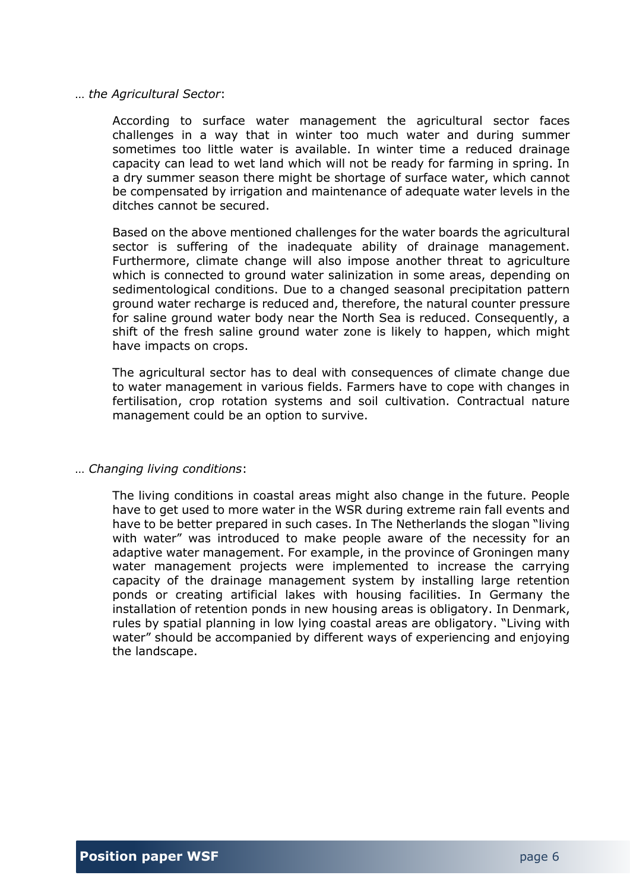… *the Agricultural Sector*:

According to surface water management the agricultural sector faces challenges in a way that in winter too much water and during summer sometimes too little water is available. In winter time a reduced drainage capacity can lead to wet land which will not be ready for farming in spring. In a dry summer season there might be shortage of surface water, which cannot be compensated by irrigation and maintenance of adequate water levels in the ditches cannot be secured.

Based on the above mentioned challenges for the water boards the agricultural sector is suffering of the inadequate ability of drainage management. Furthermore, climate change will also impose another threat to agriculture which is connected to ground water salinization in some areas, depending on sedimentological conditions. Due to a changed seasonal precipitation pattern ground water recharge is reduced and, therefore, the natural counter pressure for saline ground water body near the North Sea is reduced. Consequently, a shift of the fresh saline ground water zone is likely to happen, which might have impacts on crops.

The agricultural sector has to deal with consequences of climate change due to water management in various fields. Farmers have to cope with changes in fertilisation, crop rotation systems and soil cultivation. Contractual nature management could be an option to survive.

… *Changing living conditions*:

The living conditions in coastal areas might also change in the future. People have to get used to more water in the WSR during extreme rain fall events and have to be better prepared in such cases. In The Netherlands the slogan "living with water" was introduced to make people aware of the necessity for an adaptive water management. For example, in the province of Groningen many water management projects were implemented to increase the carrying capacity of the drainage management system by installing large retention ponds or creating artificial lakes with housing facilities. In Germany the installation of retention ponds in new housing areas is obligatory. In Denmark, rules by spatial planning in low lying coastal areas are obligatory. "Living with water" should be accompanied by different ways of experiencing and enjoying the landscape.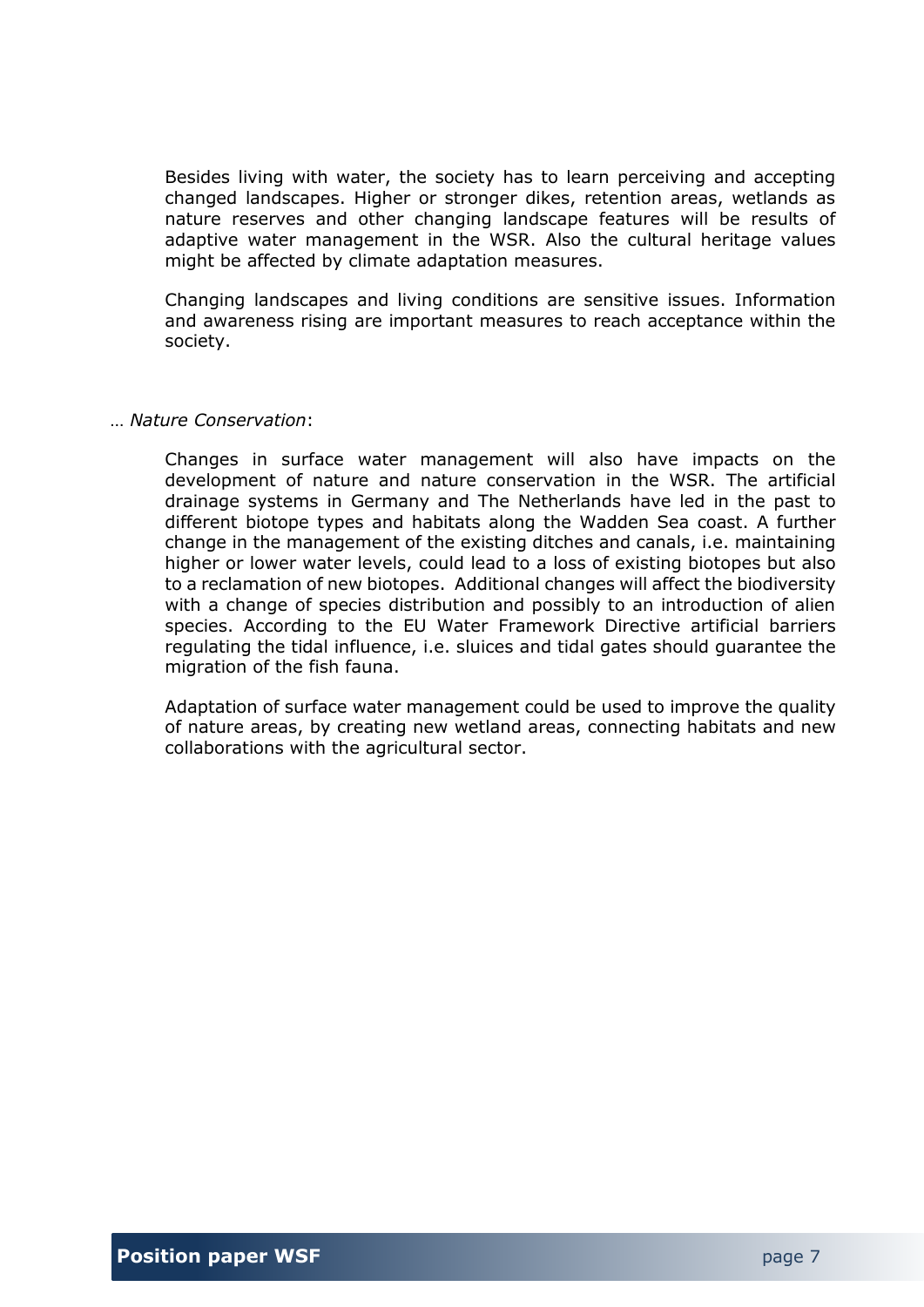Besides living with water, the society has to learn perceiving and accepting changed landscapes. Higher or stronger dikes, retention areas, wetlands as nature reserves and other changing landscape features will be results of adaptive water management in the WSR. Also the cultural heritage values might be affected by climate adaptation measures.

Changing landscapes and living conditions are sensitive issues. Information and awareness rising are important measures to reach acceptance within the society.

… *Nature Conservation*:

Changes in surface water management will also have impacts on the development of nature and nature conservation in the WSR. The artificial drainage systems in Germany and The Netherlands have led in the past to different biotope types and habitats along the Wadden Sea coast. A further change in the management of the existing ditches and canals, i.e. maintaining higher or lower water levels, could lead to a loss of existing biotopes but also to a reclamation of new biotopes. Additional changes will affect the biodiversity with a change of species distribution and possibly to an introduction of alien species. According to the EU Water Framework Directive artificial barriers regulating the tidal influence, i.e. sluices and tidal gates should guarantee the migration of the fish fauna.

Adaptation of surface water management could be used to improve the quality of nature areas, by creating new wetland areas, connecting habitats and new collaborations with the agricultural sector.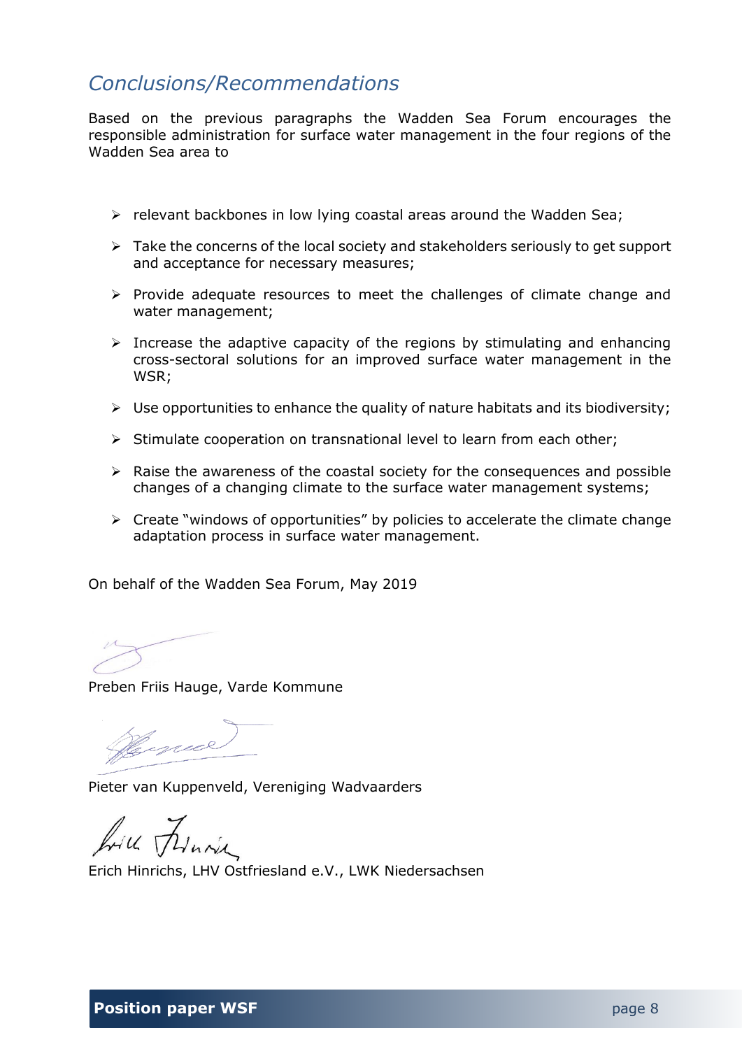## *Conclusions/Recommendations*

Based on the previous paragraphs the Wadden Sea Forum encourages the responsible administration for surface water management in the four regions of the Wadden Sea area to

- relevant backbones in low lying coastal areas around the Wadden Sea;
- Take the concerns of the local society and stakeholders seriously to get support and acceptance for necessary measures;
- Provide adequate resources to meet the challenges of climate change and water management;
- Increase the adaptive capacity of the regions by stimulating and enhancing cross-sectoral solutions for an improved surface water management in the WSR;
- Use opportunities to enhance the quality of nature habitats and its biodiversity;
- Stimulate cooperation on transnational level to learn from each other;
- Raise the awareness of the coastal society for the consequences and possible changes of a changing climate to the surface water management systems;
- Create "windows of opportunities" by policies to accelerate the climate change adaptation process in surface water management.

On behalf of the Wadden Sea Forum, May 2019

Preben Friis Hauge, Varde Kommune

Pieter van Kuppenveld, Vereniging Wadvaarders

Erich Hinrichs, LHV Ostfriesland e.V., LWK Niedersachsen